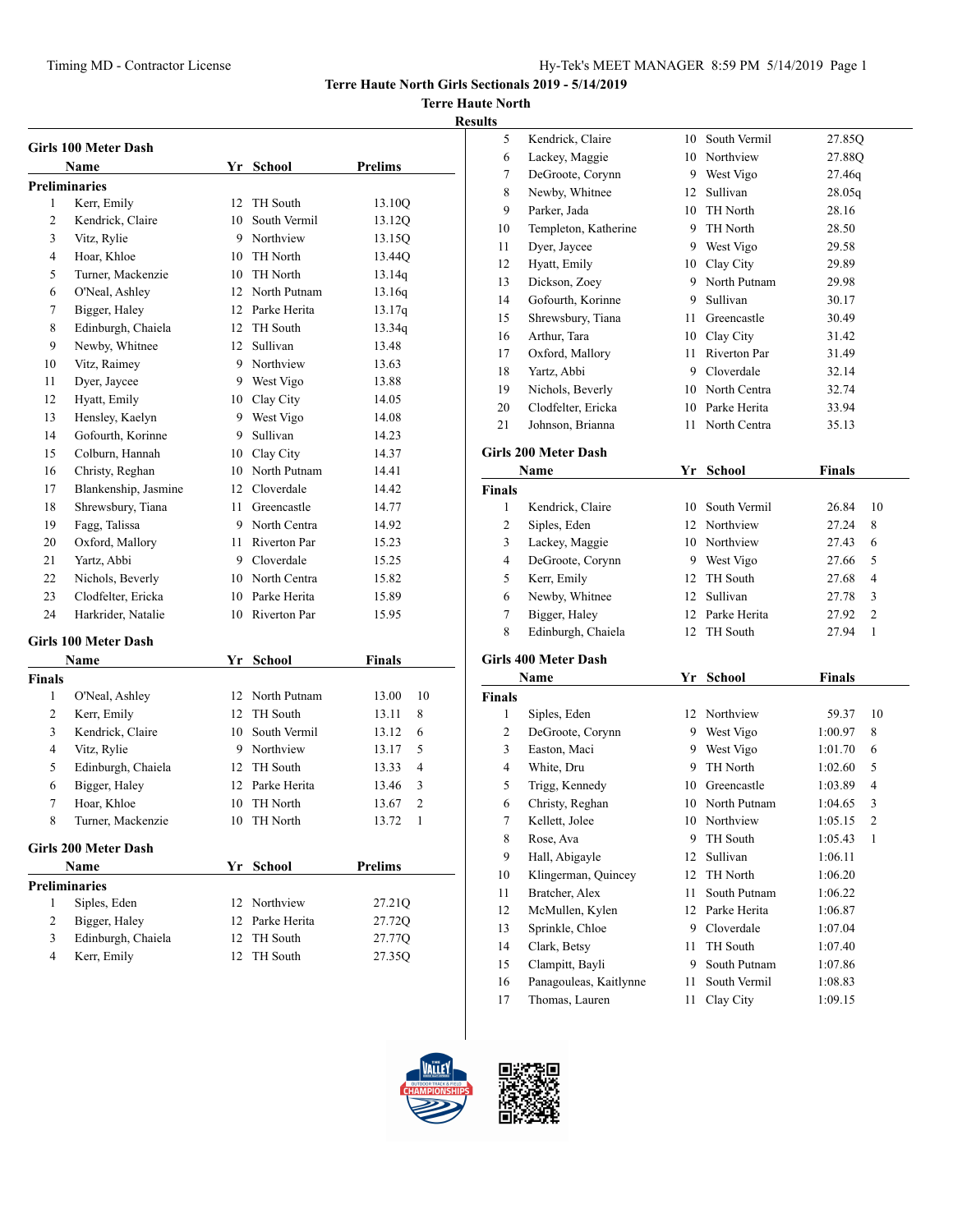# Terre Haute North Girls Sectionals 2019 - 5/14/2019

## Terre Haute North

### Results

#### Girls 100 Meter Dash

| | Name | Yr | School | Prelims |
|---|---|---|---|---|
| **Preliminaries** | | | | |
| 1 | Kerr, Emily | 12 | TH South | 13.10Q |
| 2 | Kendrick, Claire | 10 | South Vermil | 13.12Q |
| 3 | Vitz, Rylie | 9 | Northview | 13.15Q |
| 4 | Hoar, Khloe | 10 | TH North | 13.44Q |
| 5 | Turner, Mackenzie | 10 | TH North | 13.14q |
| 6 | O'Neal, Ashley | 12 | North Putnam | 13.16q |
| 7 | Bigger, Haley | 12 | Parke Herita | 13.17q |
| 8 | Edinburgh, Chaiela | 12 | TH South | 13.34q |
| 9 | Newby, Whitnee | 12 | Sullivan | 13.48 |
| 10 | Vitz, Raimey | 9 | Northview | 13.63 |
| 11 | Dyer, Jaycee | 9 | West Vigo | 13.88 |
| 12 | Hyatt, Emily | 10 | Clay City | 14.05 |
| 13 | Hensley, Kaelyn | 9 | West Vigo | 14.08 |
| 14 | Gofourth, Korinne | 9 | Sullivan | 14.23 |
| 15 | Colburn, Hannah | 10 | Clay City | 14.37 |
| 16 | Christy, Reghan | 10 | North Putnam | 14.41 |
| 17 | Blankenship, Jasmine | 12 | Cloverdale | 14.42 |
| 18 | Shrewsbury, Tiana | 11 | Greencastle | 14.77 |
| 19 | Fagg, Talissa | 9 | North Centra | 14.92 |
| 20 | Oxford, Mallory | 11 | Riverton Par | 15.23 |
| 21 | Yartz, Abbi | 9 | Cloverdale | 15.25 |
| 22 | Nichols, Beverly | 10 | North Centra | 15.82 |
| 23 | Clodfelter, Ericka | 10 | Parke Herita | 15.89 |
| 24 | Harkrider, Natalie | 10 | Riverton Par | 15.95 |

#### Girls 100 Meter Dash

| | Name | Yr | School | Finals | |
|---|---|---|---|---|---|
| **Finals** | | | | | |
| 1 | O'Neal, Ashley | 12 | North Putnam | 13.00 | 10 |
| 2 | Kerr, Emily | 12 | TH South | 13.11 | 8 |
| 3 | Kendrick, Claire | 10 | South Vermil | 13.12 | 6 |
| 4 | Vitz, Rylie | 9 | Northview | 13.17 | 5 |
| 5 | Edinburgh, Chaiela | 12 | TH South | 13.33 | 4 |
| 6 | Bigger, Haley | 12 | Parke Herita | 13.46 | 3 |
| 7 | Hoar, Khloe | 10 | TH North | 13.67 | 2 |
| 8 | Turner, Mackenzie | 10 | TH North | 13.72 | 1 |

#### Girls 200 Meter Dash

| | Name | Yr | School | Prelims |
|---|---|---|---|---|
| **Preliminaries** | | | | |
| 1 | Siples, Eden | 12 | Northview | 27.21Q |
| 2 | Bigger, Haley | 12 | Parke Herita | 27.72Q |
| 3 | Edinburgh, Chaiela | 12 | TH South | 27.77Q |
| 4 | Kerr, Emily | 12 | TH South | 27.35Q |
| 5 | Kendrick, Claire | 10 | South Vermil | 27.85Q |
| 6 | Lackey, Maggie | 10 | Northview | 27.88Q |
| 7 | DeGroote, Corynn | 9 | West Vigo | 27.46q |
| 8 | Newby, Whitnee | 12 | Sullivan | 28.05q |
| 9 | Parker, Jada | 10 | TH North | 28.16 |
| 10 | Templeton, Katherine | 9 | TH North | 28.50 |
| 11 | Dyer, Jaycee | 9 | West Vigo | 29.58 |
| 12 | Hyatt, Emily | 10 | Clay City | 29.89 |
| 13 | Dickson, Zoey | 9 | North Putnam | 29.98 |
| 14 | Gofourth, Korinne | 9 | Sullivan | 30.17 |
| 15 | Shrewsbury, Tiana | 11 | Greencastle | 30.49 |
| 16 | Arthur, Tara | 10 | Clay City | 31.42 |
| 17 | Oxford, Mallory | 11 | Riverton Par | 31.49 |
| 18 | Yartz, Abbi | 9 | Cloverdale | 32.14 |
| 19 | Nichols, Beverly | 10 | North Centra | 32.74 |
| 20 | Clodfelter, Ericka | 10 | Parke Herita | 33.94 |
| 21 | Johnson, Brianna | 11 | North Centra | 35.13 |

#### Girls 200 Meter Dash

| | Name | Yr | School | Finals | |
|---|---|---|---|---|---|
| **Finals** | | | | | |
| 1 | Kendrick, Claire | 10 | South Vermil | 26.84 | 10 |
| 2 | Siples, Eden | 12 | Northview | 27.24 | 8 |
| 3 | Lackey, Maggie | 10 | Northview | 27.43 | 6 |
| 4 | DeGroote, Corynn | 9 | West Vigo | 27.66 | 5 |
| 5 | Kerr, Emily | 12 | TH South | 27.68 | 4 |
| 6 | Newby, Whitnee | 12 | Sullivan | 27.78 | 3 |
| 7 | Bigger, Haley | 12 | Parke Herita | 27.92 | 2 |
| 8 | Edinburgh, Chaiela | 12 | TH South | 27.94 | 1 |

#### Girls 400 Meter Dash

| | Name | Yr | School | Finals | |
|---|---|---|---|---|---|
| **Finals** | | | | | |
| 1 | Siples, Eden | 12 | Northview | 59.37 | 10 |
| 2 | DeGroote, Corynn | 9 | West Vigo | 1:00.97 | 8 |
| 3 | Easton, Maci | 9 | West Vigo | 1:01.70 | 6 |
| 4 | White, Dru | 9 | TH North | 1:02.60 | 5 |
| 5 | Trigg, Kennedy | 10 | Greencastle | 1:03.89 | 4 |
| 6 | Christy, Reghan | 10 | North Putnam | 1:04.65 | 3 |
| 7 | Kellett, Jolee | 10 | Northview | 1:05.15 | 2 |
| 8 | Rose, Ava | 9 | TH South | 1:05.43 | 1 |
| 9 | Hall, Abigayle | 12 | Sullivan | 1:06.11 | |
| 10 | Klingerman, Quincey | 12 | TH North | 1:06.20 | |
| 11 | Bratcher, Alex | 11 | South Putnam | 1:06.22 | |
| 12 | McMullen, Kylen | 12 | Parke Herita | 1:06.87 | |
| 13 | Sprinkle, Chloe | 9 | Cloverdale | 1:07.04 | |
| 14 | Clark, Betsy | 11 | TH South | 1:07.40 | |
| 15 | Clampitt, Bayli | 9 | South Putnam | 1:07.86 | |
| 16 | Panagouleas, Kaitlynne | 11 | South Vermil | 1:08.83 | |
| 17 | Thomas, Lauren | 11 | Clay City | 1:09.15 | |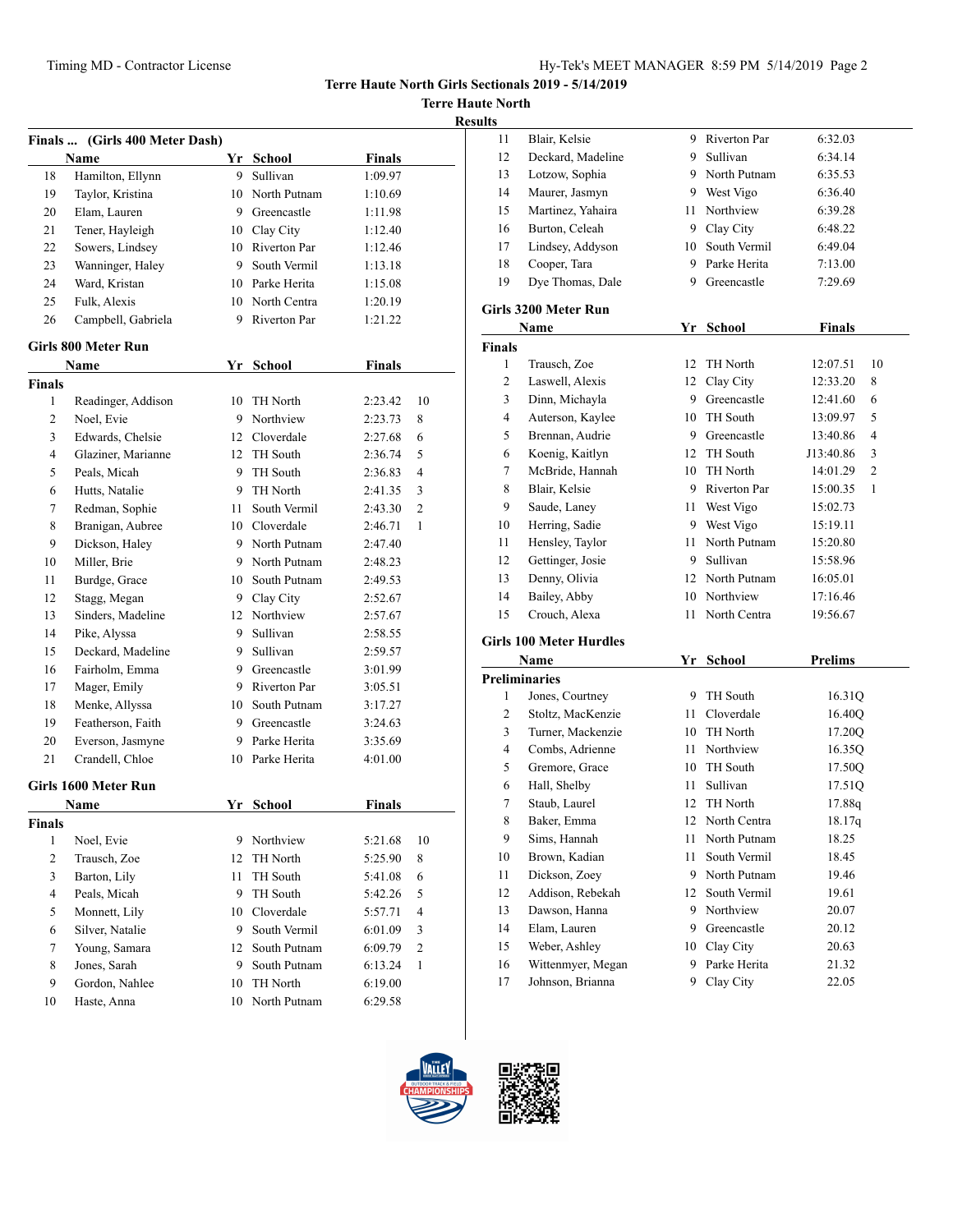# Terre Haute North Girls Sectionals 2019 - 5/14/2019

## Terre Haute North

### Results

**Finals ... (Girls 400 Meter Dash)**

| | Name | Yr | School | Finals |
|---|---|---|---|---|
| 18 | Hamilton, Ellynn | 9 | Sullivan | 1:09.97 |
| 19 | Taylor, Kristina | 10 | North Putnam | 1:10.69 |
| 20 | Elam, Lauren | 9 | Greencastle | 1:11.98 |
| 21 | Tener, Hayleigh | 10 | Clay City | 1:12.40 |
| 22 | Sowers, Lindsey | 10 | Riverton Par | 1:12.46 |
| 23 | Wanninger, Haley | 9 | South Vermil | 1:13.18 |
| 24 | Ward, Kristan | 10 | Parke Herita | 1:15.08 |
| 25 | Fulk, Alexis | 10 | North Centra | 1:20.19 |
| 26 | Campbell, Gabriela | 9 | Riverton Par | 1:21.22 |

**Girls 800 Meter Run**

**Finals**

| | Name | Yr | School | Finals | |
|---|---|---|---|---|---|
| 1 | Readinger, Addison | 10 | TH North | 2:23.42 | 10 |
| 2 | Noel, Evie | 9 | Northview | 2:23.73 | 8 |
| 3 | Edwards, Chelsie | 12 | Cloverdale | 2:27.68 | 6 |
| 4 | Glaziner, Marianne | 12 | TH South | 2:36.74 | 5 |
| 5 | Peals, Micah | 9 | TH South | 2:36.83 | 4 |
| 6 | Hutts, Natalie | 9 | TH North | 2:41.35 | 3 |
| 7 | Redman, Sophie | 11 | South Vermil | 2:43.30 | 2 |
| 8 | Branigan, Aubree | 10 | Cloverdale | 2:46.71 | 1 |
| 9 | Dickson, Haley | 9 | North Putnam | 2:47.40 | |
| 10 | Miller, Brie | 9 | North Putnam | 2:48.23 | |
| 11 | Burdge, Grace | 10 | South Putnam | 2:49.53 | |
| 12 | Stagg, Megan | 9 | Clay City | 2:52.67 | |
| 13 | Sinders, Madeline | 12 | Northview | 2:57.67 | |
| 14 | Pike, Alyssa | 9 | Sullivan | 2:58.55 | |
| 15 | Deckard, Madeline | 9 | Sullivan | 2:59.57 | |
| 16 | Fairholm, Emma | 9 | Greencastle | 3:01.99 | |
| 17 | Mager, Emily | 9 | Riverton Par | 3:05.51 | |
| 18 | Menke, Allyssa | 10 | South Putnam | 3:17.27 | |
| 19 | Featherson, Faith | 9 | Greencastle | 3:24.63 | |
| 20 | Everson, Jasmyne | 9 | Parke Herita | 3:35.69 | |
| 21 | Crandell, Chloe | 10 | Parke Herita | 4:01.00 | |

**Girls 1600 Meter Run**

**Finals**

| | Name | Yr | School | Finals | |
|---|---|---|---|---|---|
| 1 | Noel, Evie | 9 | Northview | 5:21.68 | 10 |
| 2 | Trausch, Zoe | 12 | TH North | 5:25.90 | 8 |
| 3 | Barton, Lily | 11 | TH South | 5:41.08 | 6 |
| 4 | Peals, Micah | 9 | TH South | 5:42.26 | 5 |
| 5 | Monnett, Lily | 10 | Cloverdale | 5:57.71 | 4 |
| 6 | Silver, Natalie | 9 | South Vermil | 6:01.09 | 3 |
| 7 | Young, Samara | 12 | South Putnam | 6:09.79 | 2 |
| 8 | Jones, Sarah | 9 | South Putnam | 6:13.24 | 1 |
| 9 | Gordon, Nahlee | 10 | TH North | 6:19.00 | |
| 10 | Haste, Anna | 10 | North Putnam | 6:29.58 | |
| 11 | Blair, Kelsie | 9 | Riverton Par | 6:32.03 | |
| 12 | Deckard, Madeline | 9 | Sullivan | 6:34.14 | |
| 13 | Lotzow, Sophia | 9 | North Putnam | 6:35.53 | |
| 14 | Maurer, Jasmyn | 9 | West Vigo | 6:36.40 | |
| 15 | Martinez, Yahaira | 11 | Northview | 6:39.28 | |
| 16 | Burton, Celeah | 9 | Clay City | 6:48.22 | |
| 17 | Lindsey, Addyson | 10 | South Vermil | 6:49.04 | |
| 18 | Cooper, Tara | 9 | Parke Herita | 7:13.00 | |
| 19 | Dye Thomas, Dale | 9 | Greencastle | 7:29.69 | |

**Girls 3200 Meter Run**

**Finals**

| | Name | Yr | School | Finals | |
|---|---|---|---|---|---|
| 1 | Trausch, Zoe | 12 | TH North | 12:07.51 | 10 |
| 2 | Laswell, Alexis | 12 | Clay City | 12:33.20 | 8 |
| 3 | Dinn, Michayla | 9 | Greencastle | 12:41.60 | 6 |
| 4 | Auterson, Kaylee | 10 | TH South | 13:09.97 | 5 |
| 5 | Brennan, Audrie | 9 | Greencastle | 13:40.86 | 4 |
| 6 | Koenig, Kaitlyn | 12 | TH South | J13:40.86 | 3 |
| 7 | McBride, Hannah | 10 | TH North | 14:01.29 | 2 |
| 8 | Blair, Kelsie | 9 | Riverton Par | 15:00.35 | 1 |
| 9 | Saude, Laney | 11 | West Vigo | 15:02.73 | |
| 10 | Herring, Sadie | 9 | West Vigo | 15:19.11 | |
| 11 | Hensley, Taylor | 11 | North Putnam | 15:20.80 | |
| 12 | Gettinger, Josie | 9 | Sullivan | 15:58.96 | |
| 13 | Denny, Olivia | 12 | North Putnam | 16:05.01 | |
| 14 | Bailey, Abby | 10 | Northview | 17:16.46 | |
| 15 | Crouch, Alexa | 11 | North Centra | 19:56.67 | |

**Girls 100 Meter Hurdles**

**Preliminaries**

| | Name | Yr | School | Prelims |
|---|---|---|---|---|
| 1 | Jones, Courtney | 9 | TH South | 16.31Q |
| 2 | Stoltz, MacKenzie | 11 | Cloverdale | 16.40Q |
| 3 | Turner, Mackenzie | 10 | TH North | 17.20Q |
| 4 | Combs, Adrienne | 11 | Northview | 16.35Q |
| 5 | Gremore, Grace | 10 | TH South | 17.50Q |
| 6 | Hall, Shelby | 11 | Sullivan | 17.51Q |
| 7 | Staub, Laurel | 12 | TH North | 17.88q |
| 8 | Baker, Emma | 12 | North Centra | 18.17q |
| 9 | Sims, Hannah | 11 | North Putnam | 18.25 |
| 10 | Brown, Kadian | 11 | South Vermil | 18.45 |
| 11 | Dickson, Zoey | 9 | North Putnam | 19.46 |
| 12 | Addison, Rebekah | 12 | South Vermil | 19.61 |
| 13 | Dawson, Hanna | 9 | Northview | 20.07 |
| 14 | Elam, Lauren | 9 | Greencastle | 20.12 |
| 15 | Weber, Ashley | 10 | Clay City | 20.63 |
| 16 | Wittenmyer, Megan | 9 | Parke Herita | 21.32 |
| 17 | Johnson, Brianna | 9 | Clay City | 22.05 |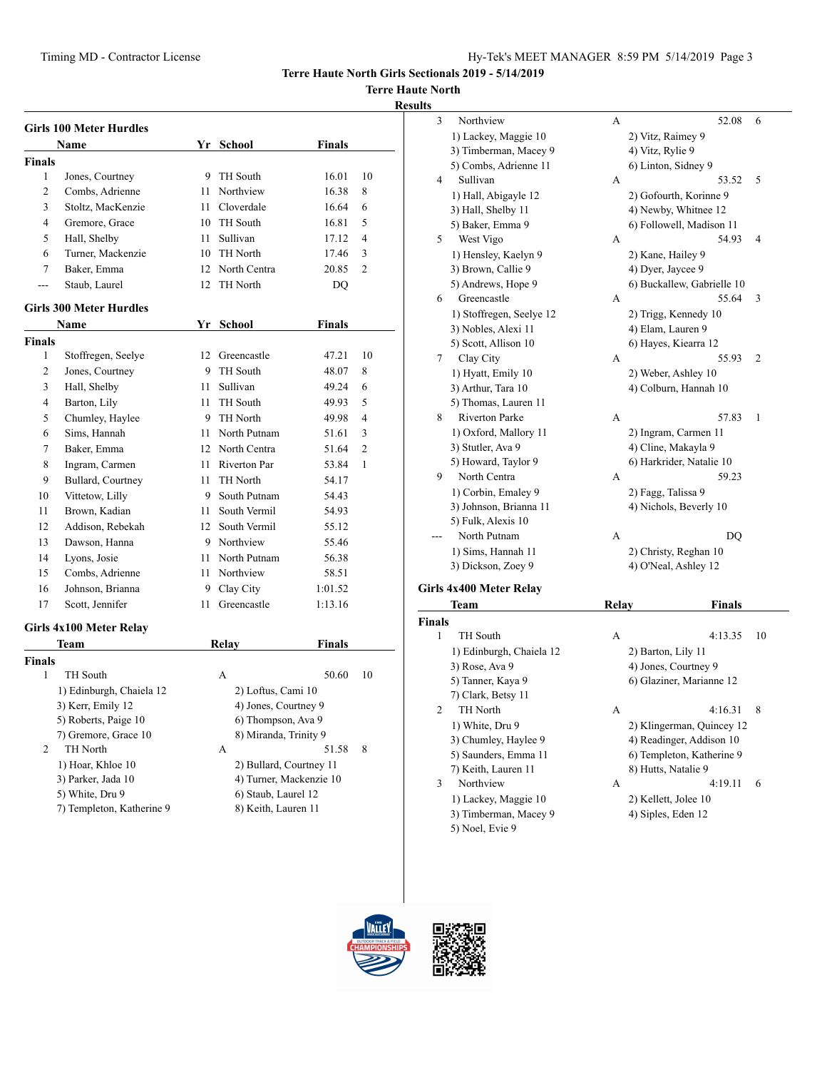# Terre Haute North Girls Sectionals 2019 - 5/14/2019

## Terre Haute North

### Results

## Girls 100 Meter Hurdles

| | Name | Yr | School | Finals | |
|---|---|---|---|---|---|
| **Finals** | | | | | |
| 1 | Jones, Courtney | 9 | TH South | 16.01 | 10 |
| 2 | Combs, Adrienne | 11 | Northview | 16.38 | 8 |
| 3 | Stoltz, MacKenzie | 11 | Cloverdale | 16.64 | 6 |
| 4 | Gremore, Grace | 10 | TH South | 16.81 | 5 |
| 5 | Hall, Shelby | 11 | Sullivan | 17.12 | 4 |
| 6 | Turner, Mackenzie | 10 | TH North | 17.46 | 3 |
| 7 | Baker, Emma | 12 | North Centra | 20.85 | 2 |
| --- | Staub, Laurel | 12 | TH North | DQ | |

## Girls 300 Meter Hurdles

| | Name | Yr | School | Finals | |
|---|---|---|---|---|---|
| **Finals** | | | | | |
| 1 | Stoffregen, Seelye | 12 | Greencastle | 47.21 | 10 |
| 2 | Jones, Courtney | 9 | TH South | 48.07 | 8 |
| 3 | Hall, Shelby | 11 | Sullivan | 49.24 | 6 |
| 4 | Barton, Lily | 11 | TH South | 49.93 | 5 |
| 5 | Chumley, Haylee | 9 | TH North | 49.98 | 4 |
| 6 | Sims, Hannah | 11 | North Putnam | 51.61 | 3 |
| 7 | Baker, Emma | 12 | North Centra | 51.64 | 2 |
| 8 | Ingram, Carmen | 11 | Riverton Par | 53.84 | 1 |
| 9 | Bullard, Courtney | 11 | TH North | 54.17 | |
| 10 | Vittetow, Lilly | 9 | South Putnam | 54.43 | |
| 11 | Brown, Kadian | 11 | South Vermil | 54.93 | |
| 12 | Addison, Rebekah | 12 | South Vermil | 55.12 | |
| 13 | Dawson, Hanna | 9 | Northview | 55.46 | |
| 14 | Lyons, Josie | 11 | North Putnam | 56.38 | |
| 15 | Combs, Adrienne | 11 | Northview | 58.51 | |
| 16 | Johnson, Brianna | 9 | Clay City | 1:01.52 | |
| 17 | Scott, Jennifer | 11 | Greencastle | 1:13.16 | |

## Girls 4x100 Meter Relay

| | Team | Relay | Finals | |
|---|---|---|---|---|
| **Finals** | | | | |
| 1 | TH South | A | 50.60 | 10 |
| | 1) Edinburgh, Chaiela 12 | 2) Loftus, Cami 10 | | |
| | 3) Kerr, Emily 12 | 4) Jones, Courtney 9 | | |
| | 5) Roberts, Paige 10 | 6) Thompson, Ava 9 | | |
| | 7) Gremore, Grace 10 | 8) Miranda, Trinity 9 | | |
| 2 | TH North | A | 51.58 | 8 |
| | 1) Hoar, Khloe 10 | 2) Bullard, Courtney 11 | | |
| | 3) Parker, Jada 10 | 4) Turner, Mackenzie 10 | | |
| | 5) White, Dru 9 | 6) Staub, Laurel 12 | | |
| | 7) Templeton, Katherine 9 | 8) Keith, Lauren 11 | | |
| 3 | Northview | A | 52.08 | 6 |
| | 1) Lackey, Maggie 10 | 2) Vitz, Raimey 9 | | |
| | 3) Timberman, Macey 9 | 4) Vitz, Rylie 9 | | |
| | 5) Combs, Adrienne 11 | 6) Linton, Sidney 9 | | |
| 4 | Sullivan | A | 53.52 | 5 |
| | 1) Hall, Abigayle 12 | 2) Gofourth, Korinne 9 | | |
| | 3) Hall, Shelby 11 | 4) Newby, Whitnee 12 | | |
| | 5) Baker, Emma 9 | 6) Followell, Madison 11 | | |
| 5 | West Vigo | A | 54.93 | 4 |
| | 1) Hensley, Kaelyn 9 | 2) Kane, Hailey 9 | | |
| | 3) Brown, Callie 9 | 4) Dyer, Jaycee 9 | | |
| | 5) Andrews, Hope 9 | 6) Buckallew, Gabrielle 10 | | |
| 6 | Greencastle | A | 55.64 | 3 |
| | 1) Stoffregen, Seelye 12 | 2) Trigg, Kennedy 10 | | |
| | 3) Nobles, Alexi 11 | 4) Elam, Lauren 9 | | |
| | 5) Scott, Allison 10 | 6) Hayes, Kiearra 12 | | |
| 7 | Clay City | A | 55.93 | 2 |
| | 1) Hyatt, Emily 10 | 2) Weber, Ashley 10 | | |
| | 3) Arthur, Tara 10 | 4) Colburn, Hannah 10 | | |
| | 5) Thomas, Lauren 11 | | | |
| 8 | Riverton Parke | A | 57.83 | 1 |
| | 1) Oxford, Mallory 11 | 2) Ingram, Carmen 11 | | |
| | 3) Stutler, Ava 9 | 4) Cline, Makayla 9 | | |
| | 5) Howard, Taylor 9 | 6) Harkrider, Natalie 10 | | |
| 9 | North Centra | A | 59.23 | |
| | 1) Corbin, Emaley 9 | 2) Fagg, Talissa 9 | | |
| | 3) Johnson, Brianna 11 | 4) Nichols, Beverly 10 | | |
| | 5) Fulk, Alexis 10 | | | |
| --- | North Putnam | A | DQ | |
| | 1) Sims, Hannah 11 | 2) Christy, Reghan 10 | | |
| | 3) Dickson, Zoey 9 | 4) O'Neal, Ashley 12 | | |

## Girls 4x400 Meter Relay

| | Team | Relay | Finals | |
|---|---|---|---|---|
| **Finals** | | | | |
| 1 | TH South | A | 4:13.35 | 10 |
| | 1) Edinburgh, Chaiela 12 | 2) Barton, Lily 11 | | |
| | 3) Rose, Ava 9 | 4) Jones, Courtney 9 | | |
| | 5) Tanner, Kaya 9 | 6) Glaziner, Marianne 12 | | |
| | 7) Clark, Betsy 11 | | | |
| 2 | TH North | A | 4:16.31 | 8 |
| | 1) White, Dru 9 | 2) Klingerman, Quincey 12 | | |
| | 3) Chumley, Haylee 9 | 4) Readinger, Addison 10 | | |
| | 5) Saunders, Emma 11 | 6) Templeton, Katherine 9 | | |
| | 7) Keith, Lauren 11 | 8) Hutts, Natalie 9 | | |
| 3 | Northview | A | 4:19.11 | 6 |
| | 1) Lackey, Maggie 10 | 2) Kellett, Jolee 10 | | |
| | 3) Timberman, Macey 9 | 4) Siples, Eden 12 | | |
| | 5) Noel, Evie 9 | | | |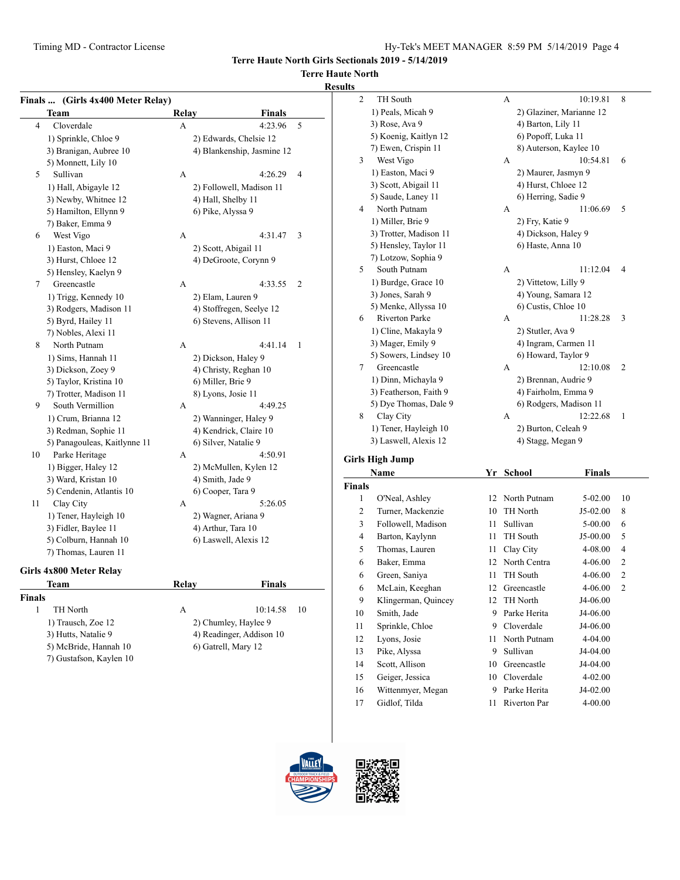Terre Haute North Girls Sectionals 2019 - 5/14/2019

Terre Haute North

Results

### Finals ... (Girls 4x400 Meter Relay)

| | Team | Relay | Finals | |
|---|---|---|---|---|
| 4 | Cloverdale | A | 4:23.96 | 5 |
| | 1) Sprinkle, Chloe 9 | 2) Edwards, Chelsie 12 | | |
| | 3) Branigan, Aubree 10 | 4) Blankenship, Jasmine 12 | | |
| | 5) Monnett, Lily 10 | | | |
| 5 | Sullivan | A | 4:26.29 | 4 |
| | 1) Hall, Abigayle 12 | 2) Followell, Madison 11 | | |
| | 3) Newby, Whitnee 12 | 4) Hall, Shelby 11 | | |
| | 5) Hamilton, Ellynn 9 | 6) Pike, Alyssa 9 | | |
| | 7) Baker, Emma 9 | | | |
| 6 | West Vigo | A | 4:31.47 | 3 |
| | 1) Easton, Maci 9 | 2) Scott, Abigail 11 | | |
| | 3) Hurst, Chloee 12 | 4) DeGroote, Corynn 9 | | |
| | 5) Hensley, Kaelyn 9 | | | |
| 7 | Greencastle | A | 4:33.55 | 2 |
| | 1) Trigg, Kennedy 10 | 2) Elam, Lauren 9 | | |
| | 3) Rodgers, Madison 11 | 4) Stoffregen, Seelye 12 | | |
| | 5) Byrd, Hailey 11 | 6) Stevens, Allison 11 | | |
| | 7) Nobles, Alexi 11 | | | |
| 8 | North Putnam | A | 4:41.14 | 1 |
| | 1) Sims, Hannah 11 | 2) Dickson, Haley 9 | | |
| | 3) Dickson, Zoey 9 | 4) Christy, Reghan 10 | | |
| | 5) Taylor, Kristina 10 | 6) Miller, Brie 9 | | |
| | 7) Trotter, Madison 11 | 8) Lyons, Josie 11 | | |
| 9 | South Vermillion | A | 4:49.25 | |
| | 1) Crum, Brianna 12 | 2) Wanninger, Haley 9 | | |
| | 3) Redman, Sophie 11 | 4) Kendrick, Claire 10 | | |
| | 5) Panagouleas, Kaitlynne 11 | 6) Silver, Natalie 9 | | |
| 10 | Parke Heritage | A | 4:50.91 | |
| | 1) Bigger, Haley 12 | 2) McMullen, Kylen 12 | | |
| | 3) Ward, Kristan 10 | 4) Smith, Jade 9 | | |
| | 5) Cendenin, Atlantis 10 | 6) Cooper, Tara 9 | | |
| 11 | Clay City | A | 5:26.05 | |
| | 1) Tener, Hayleigh 10 | 2) Wagner, Ariana 9 | | |
| | 3) Fidler, Baylee 11 | 4) Arthur, Tara 10 | | |
| | 5) Colburn, Hannah 10 | 6) Laswell, Alexis 12 | | |
| | 7) Thomas, Lauren 11 | | | |

### Girls 4x800 Meter Relay

**Finals**

| | Team | Relay | Finals | |
|---|---|---|---|---|
| 1 | TH North | A | 10:14.58 | 10 |
| | 1) Trausch, Zoe 12 | 2) Chumley, Haylee 9 | | |
| | 3) Hutts, Natalie 9 | 4) Readinger, Addison 10 | | |
| | 5) McBride, Hannah 10 | 6) Gatrell, Mary 12 | | |
| | 7) Gustafson, Kaylen 10 | | | |
| 2 | TH South | A | 10:19.81 | 8 |
| | 1) Peals, Micah 9 | 2) Glaziner, Marianne 12 | | |
| | 3) Rose, Ava 9 | 4) Barton, Lily 11 | | |
| | 5) Koenig, Kaitlyn 12 | 6) Popoff, Luka 11 | | |
| | 7) Ewen, Crispin 11 | 8) Auterson, Kaylee 10 | | |
| 3 | West Vigo | A | 10:54.81 | 6 |
| | 1) Easton, Maci 9 | 2) Maurer, Jasmyn 9 | | |
| | 3) Scott, Abigail 11 | 4) Hurst, Chloee 12 | | |
| | 5) Saude, Laney 11 | 6) Herring, Sadie 9 | | |
| 4 | North Putnam | A | 11:06.69 | 5 |
| | 1) Miller, Brie 9 | 2) Fry, Katie 9 | | |
| | 3) Trotter, Madison 11 | 4) Dickson, Haley 9 | | |
| | 5) Hensley, Taylor 11 | 6) Haste, Anna 10 | | |
| | 7) Lotzow, Sophia 9 | | | |
| 5 | South Putnam | A | 11:12.04 | 4 |
| | 1) Burdge, Grace 10 | 2) Vittetow, Lilly 9 | | |
| | 3) Jones, Sarah 9 | 4) Young, Samara 12 | | |
| | 5) Menke, Allyssa 10 | 6) Custis, Chloe 10 | | |
| 6 | Riverton Parke | A | 11:28.28 | 3 |
| | 1) Cline, Makayla 9 | 2) Stutler, Ava 9 | | |
| | 3) Mager, Emily 9 | 4) Ingram, Carmen 11 | | |
| | 5) Sowers, Lindsey 10 | 6) Howard, Taylor 9 | | |
| 7 | Greencastle | A | 12:10.08 | 2 |
| | 1) Dinn, Michayla 9 | 2) Brennan, Audrie 9 | | |
| | 3) Featherson, Faith 9 | 4) Fairholm, Emma 9 | | |
| | 5) Dye Thomas, Dale 9 | 6) Rodgers, Madison 11 | | |
| 8 | Clay City | A | 12:22.68 | 1 |
| | 1) Tener, Hayleigh 10 | 2) Burton, Celeah 9 | | |
| | 3) Laswell, Alexis 12 | 4) Stagg, Megan 9 | | |

### Girls High Jump

**Finals**

| | Name | Yr | School | Finals | |
|---|---|---|---|---|---|
| 1 | O'Neal, Ashley | 12 | North Putnam | 5-02.00 | 10 |
| 2 | Turner, Mackenzie | 10 | TH North | J5-02.00 | 8 |
| 3 | Followell, Madison | 11 | Sullivan | 5-00.00 | 6 |
| 4 | Barton, Kaylynn | 11 | TH South | J5-00.00 | 5 |
| 5 | Thomas, Lauren | 11 | Clay City | 4-08.00 | 4 |
| 6 | Baker, Emma | 12 | North Centra | 4-06.00 | 2 |
| 6 | Green, Saniya | 11 | TH South | 4-06.00 | 2 |
| 6 | McLain, Keeghan | 12 | Greencastle | 4-06.00 | 2 |
| 9 | Klingerman, Quincey | 12 | TH North | J4-06.00 | |
| 10 | Smith, Jade | 9 | Parke Herita | J4-06.00 | |
| 11 | Sprinkle, Chloe | 9 | Cloverdale | J4-06.00 | |
| 12 | Lyons, Josie | 11 | North Putnam | 4-04.00 | |
| 13 | Pike, Alyssa | 9 | Sullivan | J4-04.00 | |
| 14 | Scott, Allison | 10 | Greencastle | J4-04.00 | |
| 15 | Geiger, Jessica | 10 | Cloverdale | 4-02.00 | |
| 16 | Wittenmyer, Megan | 9 | Parke Herita | J4-02.00 | |
| 17 | Gidlof, Tilda | 11 | Riverton Par | 4-00.00 | |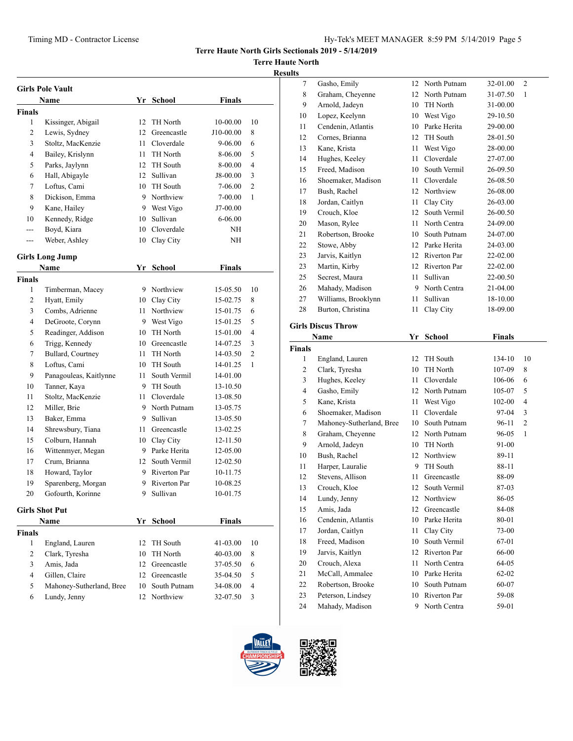# Terre Haute North Girls Sectionals 2019 - 5/14/2019

## Terre Haute North

### Results

#### Girls Pole Vault

**Finals**

| | Name | Yr | School | Finals | |
|---|---|---|---|---|---|
| 1 | Kissinger, Abigail | 12 | TH North | 10-00.00 | 10 |
| 2 | Lewis, Sydney | 12 | Greencastle | J10-00.00 | 8 |
| 3 | Stoltz, MacKenzie | 11 | Cloverdale | 9-06.00 | 6 |
| 4 | Bailey, Krislynn | 11 | TH North | 8-06.00 | 5 |
| 5 | Parks, Jaylynn | 12 | TH South | 8-00.00 | 4 |
| 6 | Hall, Abigayle | 12 | Sullivan | J8-00.00 | 3 |
| 7 | Loftus, Cami | 10 | TH South | 7-06.00 | 2 |
| 8 | Dickison, Emma | 9 | Northview | 7-00.00 | 1 |
| 9 | Kane, Hailey | 9 | West Vigo | J7-00.00 | |
| 10 | Kennedy, Ridge | 10 | Sullivan | 6-06.00 | |
| --- | Boyd, Kiara | 10 | Cloverdale | NH | |
| --- | Weber, Ashley | 10 | Clay City | NH | |

#### Girls Long Jump

**Finals**

| | Name | Yr | School | Finals | |
|---|---|---|---|---|---|
| 1 | Timberman, Macey | 9 | Northview | 15-05.50 | 10 |
| 2 | Hyatt, Emily | 10 | Clay City | 15-02.75 | 8 |
| 3 | Combs, Adrienne | 11 | Northview | 15-01.75 | 6 |
| 4 | DeGroote, Corynn | 9 | West Vigo | 15-01.25 | 5 |
| 5 | Readinger, Addison | 10 | TH North | 15-01.00 | 4 |
| 6 | Trigg, Kennedy | 10 | Greencastle | 14-07.25 | 3 |
| 7 | Bullard, Courtney | 11 | TH North | 14-03.50 | 2 |
| 8 | Loftus, Cami | 10 | TH South | 14-01.25 | 1 |
| 9 | Panagouleas, Kaitlynne | 11 | South Vermil | 14-01.00 | |
| 10 | Tanner, Kaya | 9 | TH South | 13-10.50 | |
| 11 | Stoltz, MacKenzie | 11 | Cloverdale | 13-08.50 | |
| 12 | Miller, Brie | 9 | North Putnam | 13-05.75 | |
| 13 | Baker, Emma | 9 | Sullivan | 13-05.50 | |
| 14 | Shrewsbury, Tiana | 11 | Greencastle | 13-02.25 | |
| 15 | Colburn, Hannah | 10 | Clay City | 12-11.50 | |
| 16 | Wittenmyer, Megan | 9 | Parke Herita | 12-05.00 | |
| 17 | Crum, Brianna | 12 | South Vermil | 12-02.50 | |
| 18 | Howard, Taylor | 9 | Riverton Par | 10-11.75 | |
| 19 | Sparenberg, Morgan | 9 | Riverton Par | 10-08.25 | |
| 20 | Gofourth, Korinne | 9 | Sullivan | 10-01.75 | |

#### Girls Shot Put

**Finals**

| | Name | Yr | School | Finals | |
|---|---|---|---|---|---|
| 1 | England, Lauren | 12 | TH South | 41-03.00 | 10 |
| 2 | Clark, Tyresha | 10 | TH North | 40-03.00 | 8 |
| 3 | Amis, Jada | 12 | Greencastle | 37-05.50 | 6 |
| 4 | Gillen, Claire | 12 | Greencastle | 35-04.50 | 5 |
| 5 | Mahoney-Sutherland, Bree | 10 | South Putnam | 34-08.00 | 4 |
| 6 | Lundy, Jenny | 12 | Northview | 32-07.50 | 3 |
| 7 | Gasho, Emily | 12 | North Putnam | 32-01.00 | 2 |
| 8 | Graham, Cheyenne | 12 | North Putnam | 31-07.50 | 1 |
| 9 | Arnold, Jadeyn | 10 | TH North | 31-00.00 | |
| 10 | Lopez, Keelynn | 10 | West Vigo | 29-10.50 | |
| 11 | Cendenin, Atlantis | 10 | Parke Herita | 29-00.00 | |
| 12 | Cornes, Brianna | 12 | TH South | 28-01.50 | |
| 13 | Kane, Krista | 11 | West Vigo | 28-00.00 | |
| 14 | Hughes, Keeley | 11 | Cloverdale | 27-07.00 | |
| 15 | Freed, Madison | 10 | South Vermil | 26-09.50 | |
| 16 | Shoemaker, Madison | 11 | Cloverdale | 26-08.50 | |
| 17 | Bush, Rachel | 12 | Northview | 26-08.00 | |
| 18 | Jordan, Caitlyn | 11 | Clay City | 26-03.00 | |
| 19 | Crouch, Kloe | 12 | South Vermil | 26-00.50 | |
| 20 | Mason, Rylee | 11 | North Centra | 24-09.00 | |
| 21 | Robertson, Brooke | 10 | South Putnam | 24-07.00 | |
| 22 | Stowe, Abby | 12 | Parke Herita | 24-03.00 | |
| 23 | Jarvis, Kaitlyn | 12 | Riverton Par | 22-02.00 | |
| 23 | Martin, Kirby | 12 | Riverton Par | 22-02.00 | |
| 25 | Secrest, Maura | 11 | Sullivan | 22-00.50 | |
| 26 | Mahady, Madison | 9 | North Centra | 21-04.00 | |
| 27 | Williams, Brooklynn | 11 | Sullivan | 18-10.00 | |
| 28 | Burton, Christina | 11 | Clay City | 18-09.00 | |

#### Girls Discus Throw

**Finals**

| | Name | Yr | School | Finals | |
|---|---|---|---|---|---|
| 1 | England, Lauren | 12 | TH South | 134-10 | 10 |
| 2 | Clark, Tyresha | 10 | TH North | 107-09 | 8 |
| 3 | Hughes, Keeley | 11 | Cloverdale | 106-06 | 6 |
| 4 | Gasho, Emily | 12 | North Putnam | 105-07 | 5 |
| 5 | Kane, Krista | 11 | West Vigo | 102-00 | 4 |
| 6 | Shoemaker, Madison | 11 | Cloverdale | 97-04 | 3 |
| 7 | Mahoney-Sutherland, Bree | 10 | South Putnam | 96-11 | 2 |
| 8 | Graham, Cheyenne | 12 | North Putnam | 96-05 | 1 |
| 9 | Arnold, Jadeyn | 10 | TH North | 91-00 | |
| 10 | Bush, Rachel | 12 | Northview | 89-11 | |
| 11 | Harper, Lauralie | 9 | TH South | 88-11 | |
| 12 | Stevens, Allison | 11 | Greencastle | 88-09 | |
| 13 | Crouch, Kloe | 12 | South Vermil | 87-03 | |
| 14 | Lundy, Jenny | 12 | Northview | 86-05 | |
| 15 | Amis, Jada | 12 | Greencastle | 84-08 | |
| 16 | Cendenin, Atlantis | 10 | Parke Herita | 80-01 | |
| 17 | Jordan, Caitlyn | 11 | Clay City | 73-00 | |
| 18 | Freed, Madison | 10 | South Vermil | 67-01 | |
| 19 | Jarvis, Kaitlyn | 12 | Riverton Par | 66-00 | |
| 20 | Crouch, Alexa | 11 | North Centra | 64-05 | |
| 21 | McCall, Ammalee | 10 | Parke Herita | 62-02 | |
| 22 | Robertson, Brooke | 10 | South Putnam | 60-07 | |
| 23 | Peterson, Lindsey | 10 | Riverton Par | 59-08 | |
| 24 | Mahady, Madison | 9 | North Centra | 59-01 | |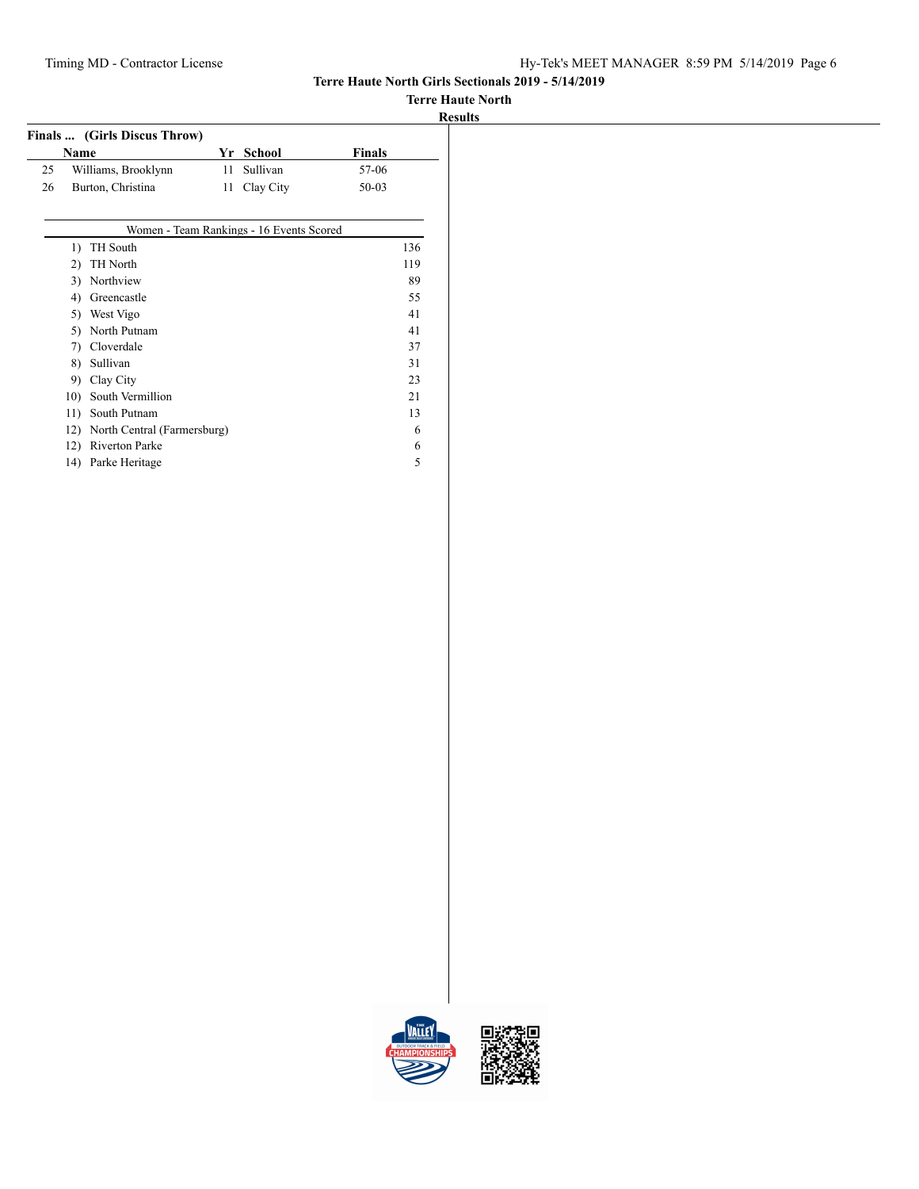Terre Haute North Girls Sectionals 2019 - 5/14/2019

Terre Haute North

Results

**Finals ... (Girls Discus Throw)**

| | Name | Yr | School | Finals |
|---|---|---|---|---|
| 25 | Williams, Brooklynn | 11 | Sullivan | 57-06 |
| 26 | Burton, Christina | 11 | Clay City | 50-03 |

**Women - Team Rankings - 16 Events Scored**

| | | |
|---|---|---|
| 1) | TH South | 136 |
| 2) | TH North | 119 |
| 3) | Northview | 89 |
| 4) | Greencastle | 55 |
| 5) | West Vigo | 41 |
| 5) | North Putnam | 41 |
| 7) | Cloverdale | 37 |
| 8) | Sullivan | 31 |
| 9) | Clay City | 23 |
| 10) | South Vermillion | 21 |
| 11) | South Putnam | 13 |
| 12) | North Central (Farmersburg) | 6 |
| 12) | Riverton Parke | 6 |
| 14) | Parke Heritage | 5 |